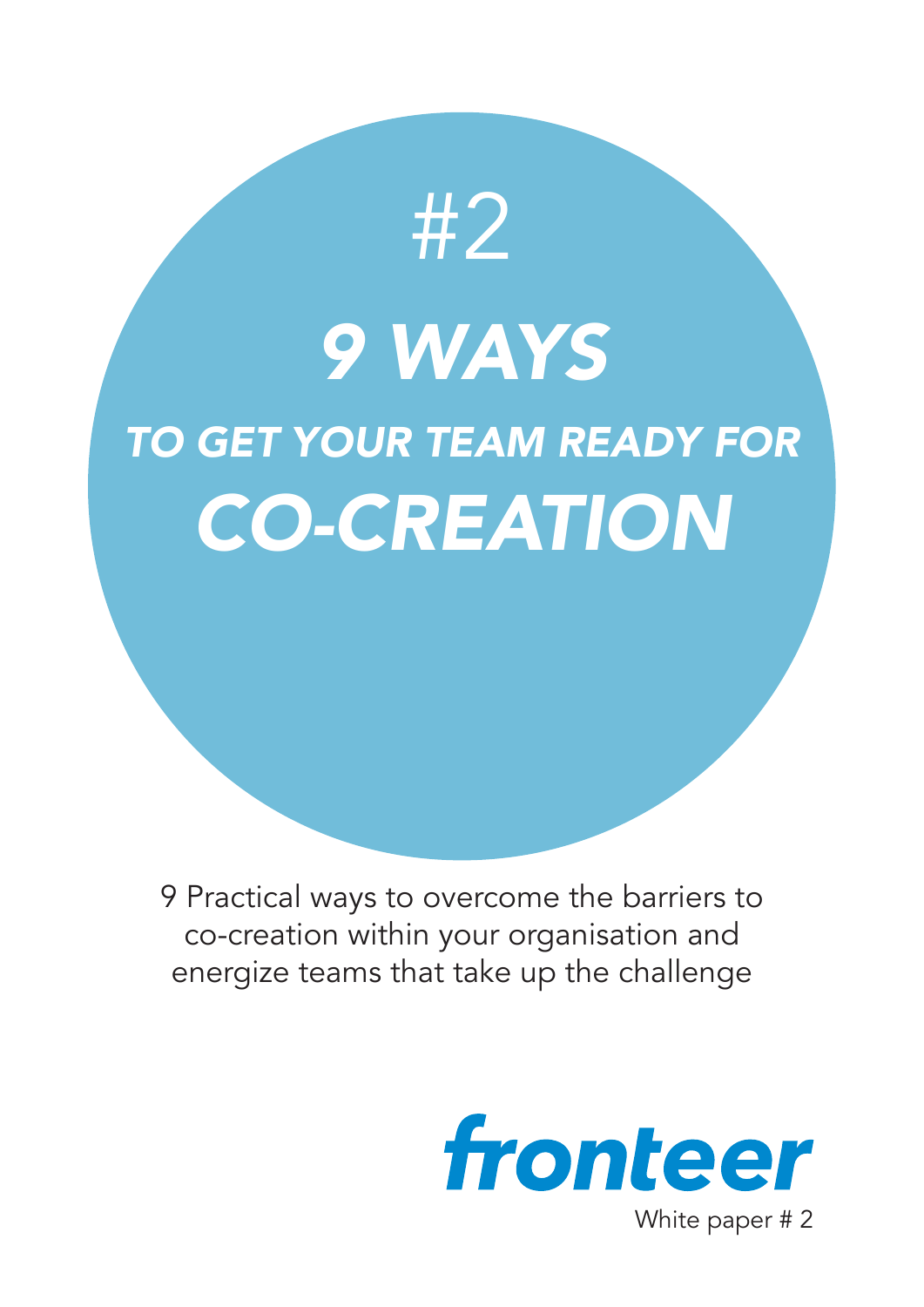#2

# *9 WAYS*

## *TO GET YOUR TEAM READY FOR CO-CREATION*

9 Practical ways to overcome the barriers to co-creation within your organisation and energize teams that take up the challenge

**fronteer**

White paper # 2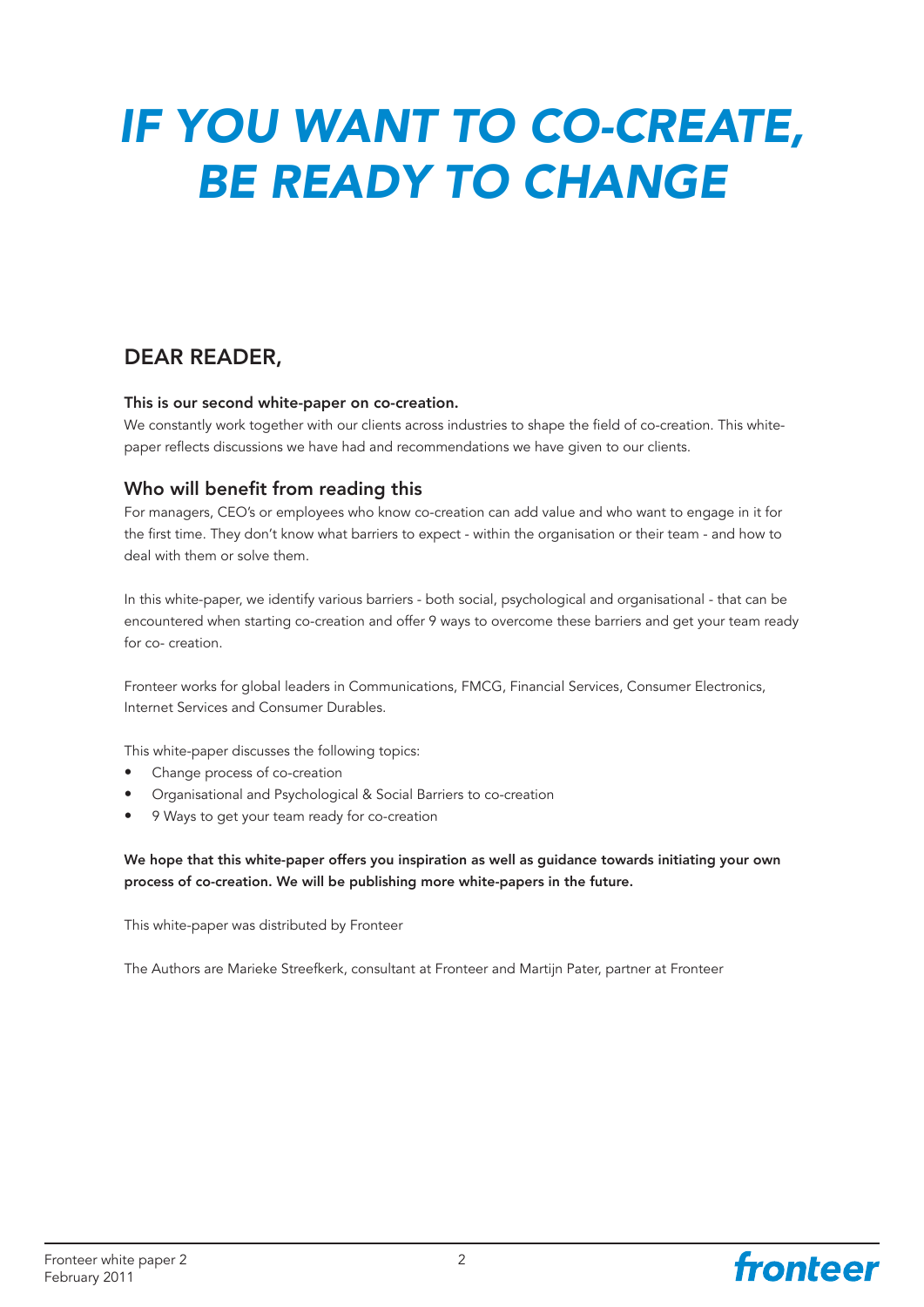# *IF YOU WANT TO CO-CREATE, BE READY TO CHANGE*

## DEAR READER,

**This is our second white-paper on co-creation.**

We constantly work together with our clients across industries to shape the field of co-creation. This white-paper reflects discussions we have had and recommendations we have given to our clients.

### Who will benefit from reading this

For managers, CEO's or employees who know co-creation can add value and who want to engage in it for the first time. They don't know what barriers to expect - within the organisation or their team - and how to deal with them or solve them.

In this white-paper, we identify various barriers - both social, psychological and organisational - that can be encountered when starting co-creation and offer 9 ways to overcome these barriers and get your team ready for co- creation.

Fronteer works for global leaders in Communications, FMCG, Financial Services, Consumer Electronics, Internet Services and Consumer Durables.

This white-paper discusses the following topics:

- Change process of co-creation
- Organisational and Psychological & Social Barriers to co-creation
- 9 Ways to get your team ready for co-creation

**We hope that this white-paper offers you inspiration as well as guidance towards initiating your own process of co-creation. We will be publishing more white-papers in the future.**

This white-paper was distributed by Fronteer

The Authors are Marieke Streefkerk, consultant at Fronteer and Martijn Pater, partner at Fronteer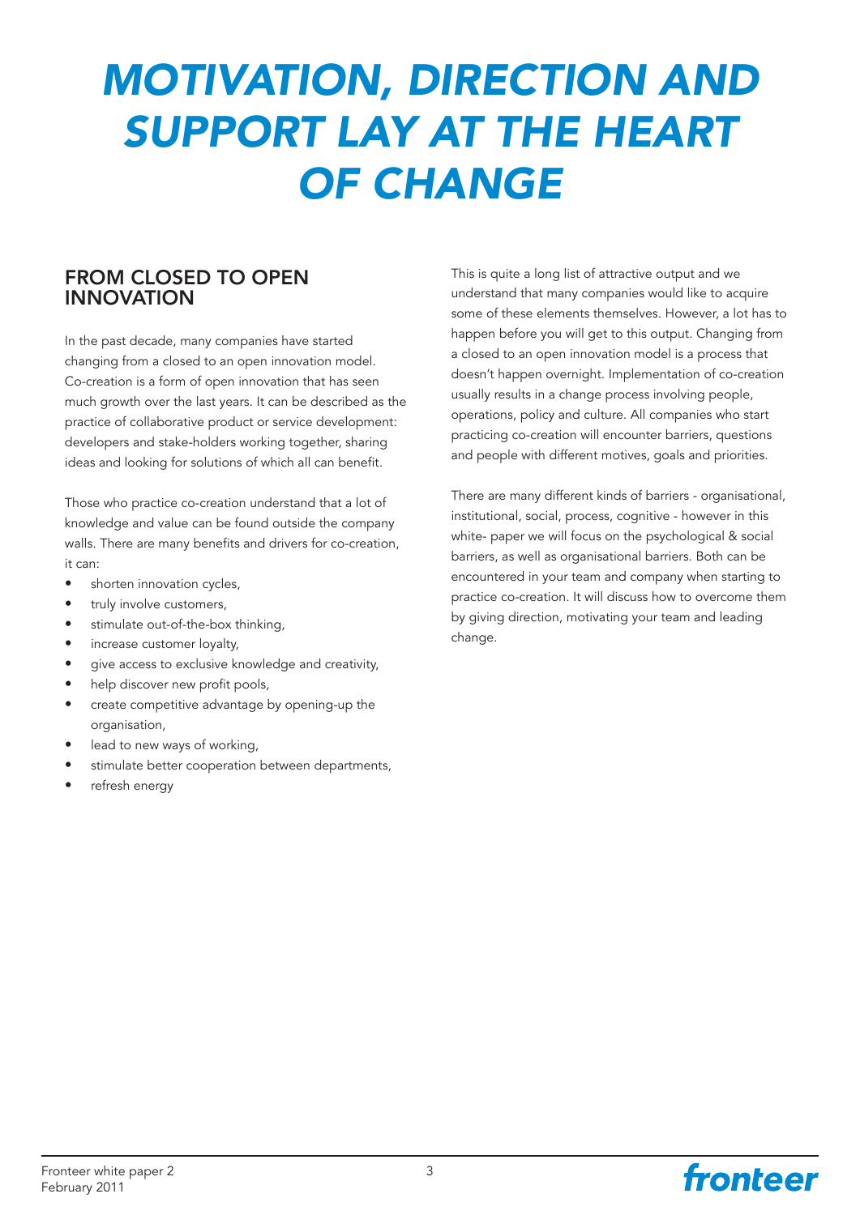# MOTIVATION, DIRECTION AND SUPPORT LAY AT THE HEART OF CHANGE

## FROM CLOSED TO OPEN INNOVATION

In the past decade, many companies have started changing from a closed to an open innovation model. Co-creation is a form of open innovation that has seen much growth over the last years. It can be described as the practice of collaborative product or service development: developers and stake-holders working together, sharing ideas and looking for solutions of which all can benefit.

Those who practice co-creation understand that a lot of knowledge and value can be found outside the company walls. There are many benefits and drivers for co-creation, it can:

- shorten innovation cycles,
- truly involve customers,
- stimulate out-of-the-box thinking,
- increase customer loyalty,
- give access to exclusive knowledge and creativity,
- help discover new profit pools,
- create competitive advantage by opening-up the organisation,
- lead to new ways of working,
- stimulate better cooperation between departments,
- refresh energy

This is quite a long list of attractive output and we understand that many companies would like to acquire some of these elements themselves. However, a lot has to happen before you will get to this output. Changing from a closed to an open innovation model is a process that doesn't happen overnight. Implementation of co-creation usually results in a change process involving people, operations, policy and culture. All companies who start practicing co-creation will encounter barriers, questions and people with different motives, goals and priorities.

There are many different kinds of barriers - organisational, institutional, social, process, cognitive - however in this white- paper we will focus on the psychological & social barriers, as well as organisational barriers. Both can be encountered in your team and company when starting to practice co-creation. It will discuss how to overcome them by giving direction, motivating your team and leading change.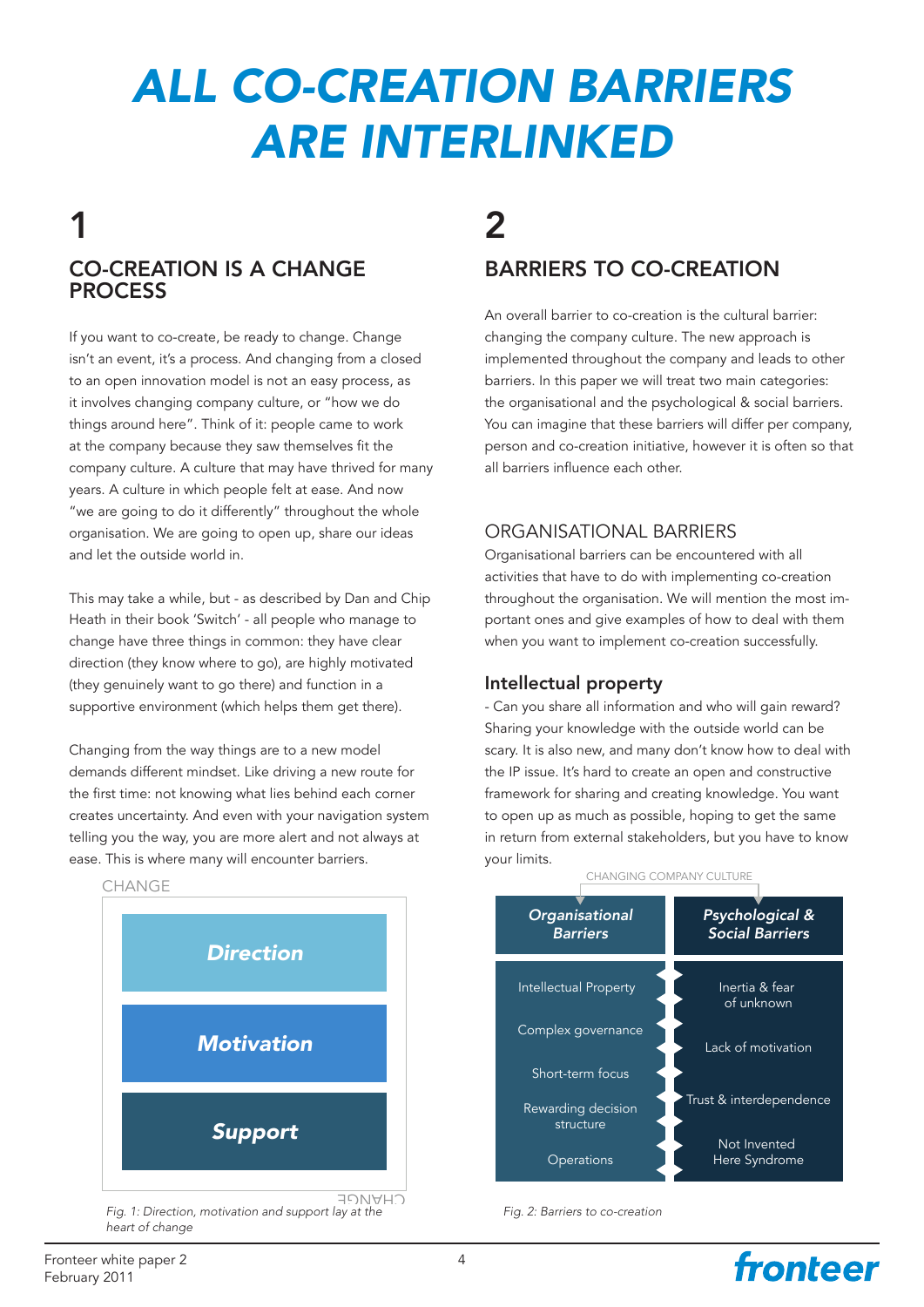# ALL CO-CREATION BARRIERS ARE INTERLINKED

## 1

### CO-CREATION IS A CHANGE PROCESS

If you want to co-create, be ready to change. Change isn't an event, it's a process. And changing from a closed to an open innovation model is not an easy process, as it involves changing company culture, or "how we do things around here". Think of it: people came to work at the company because they saw themselves fit the company culture. A culture that may have thrived for many years. A culture in which people felt at ease. And now "we are going to do it differently" throughout the whole organisation. We are going to open up, share our ideas and let the outside world in.

This may take a while, but - as described by Dan and Chip Heath in their book 'Switch' - all people who manage to change have three things in common: they have clear direction (they know where to go), are highly motivated (they genuinely want to go there) and function in a supportive environment (which helps them get there).

Changing from the way things are to a new model demands different mindset. Like driving a new route for the first time: not knowing what lies behind each corner creates uncertainty. And even with your navigation system telling you the way, you are more alert and not always at ease. This is where many will encounter barriers.

CHANGE

| |
|---|
| *Direction* |
| *Motivation* |
| *Support* |

*Fig. 1: Direction, motivation and support lay at the heart of change*

## 2

### BARRIERS TO CO-CREATION

An overall barrier to co-creation is the cultural barrier: changing the company culture. The new approach is implemented throughout the company and leads to other barriers. In this paper we will treat two main categories: the organisational and the psychological & social barriers. You can imagine that these barriers will differ per company, person and co-creation initiative, however it is often so that all barriers influence each other.

### ORGANISATIONAL BARRIERS

Organisational barriers can be encountered with all activities that have to do with implementing co-creation throughout the organisation. We will mention the most important ones and give examples of how to deal with them when you want to implement co-creation successfully.

#### Intellectual property

- Can you share all information and who will gain reward? Sharing your knowledge with the outside world can be scary. It is also new, and many don't know how to deal with the IP issue. It's hard to create an open and constructive framework for sharing and creating knowledge. You want to open up as much as possible, hoping to get the same in return from external stakeholders, but you have to know your limits.

CHANGING COMPANY CULTURE

| *Organisational Barriers* | *Psychological & Social Barriers* |
|---|---|
| Intellectual Property | Inertia & fear of unknown |
| Complex governance | Lack of motivation |
| Short-term focus | Trust & interdependence |
| Rewarding decision structure | Not Invented Here Syndrome |
| Operations | |

*Fig. 2: Barriers to co-creation*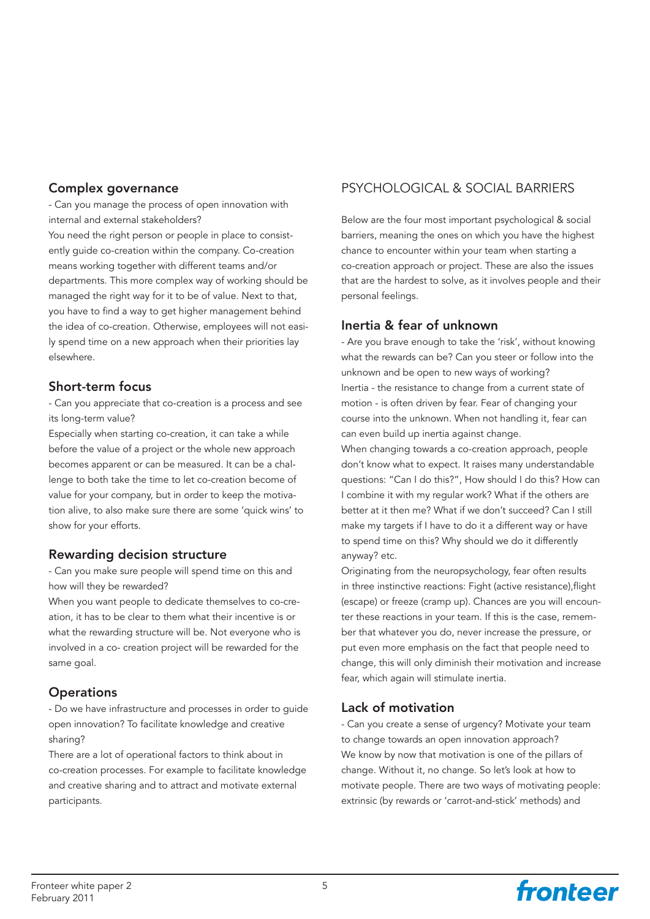### Complex governance

- Can you manage the process of open innovation with internal and external stakeholders?

You need the right person or people in place to consistently guide co-creation within the company. Co-creation means working together with different teams and/or departments. This more complex way of working should be managed the right way for it to be of value. Next to that, you have to find a way to get higher management behind the idea of co-creation. Otherwise, employees will not easily spend time on a new approach when their priorities lay elsewhere.

### Short-term focus

- Can you appreciate that co-creation is a process and see its long-term value?

Especially when starting co-creation, it can take a while before the value of a project or the whole new approach becomes apparent or can be measured. It can be a challenge to both take the time to let co-creation become of value for your company, but in order to keep the motivation alive, to also make sure there are some 'quick wins' to show for your efforts.

### Rewarding decision structure

- Can you make sure people will spend time on this and how will they be rewarded?

When you want people to dedicate themselves to co-creation, it has to be clear to them what their incentive is or what the rewarding structure will be. Not everyone who is involved in a co- creation project will be rewarded for the same goal.

### Operations

- Do we have infrastructure and processes in order to guide open innovation? To facilitate knowledge and creative sharing?

There are a lot of operational factors to think about in co-creation processes. For example to facilitate knowledge and creative sharing and to attract and motivate external participants.

## PSYCHOLOGICAL & SOCIAL BARRIERS

Below are the four most important psychological & social barriers, meaning the ones on which you have the highest chance to encounter within your team when starting a co-creation approach or project. These are also the issues that are the hardest to solve, as it involves people and their personal feelings.

### Inertia & fear of unknown

- Are you brave enough to take the 'risk', without knowing what the rewards can be? Can you steer or follow into the unknown and be open to new ways of working?

Inertia - the resistance to change from a current state of motion - is often driven by fear. Fear of changing your course into the unknown. When not handling it, fear can can even build up inertia against change.

When changing towards a co-creation approach, people don't know what to expect. It raises many understandable questions: "Can I do this?", How should I do this? How can I combine it with my regular work? What if the others are better at it then me? What if we don't succeed? Can I still make my targets if I have to do it a different way or have to spend time on this? Why should we do it differently anyway? etc.

Originating from the neuropsychology, fear often results in three instinctive reactions: Fight (active resistance),flight (escape) or freeze (cramp up). Chances are you will encounter these reactions in your team. If this is the case, remember that whatever you do, never increase the pressure, or put even more emphasis on the fact that people need to change, this will only diminish their motivation and increase fear, which again will stimulate inertia.

### Lack of motivation

- Can you create a sense of urgency? Motivate your team to change towards an open innovation approach?

We know by now that motivation is one of the pillars of change. Without it, no change. So let's look at how to motivate people. There are two ways of motivating people: extrinsic (by rewards or 'carrot-and-stick' methods) and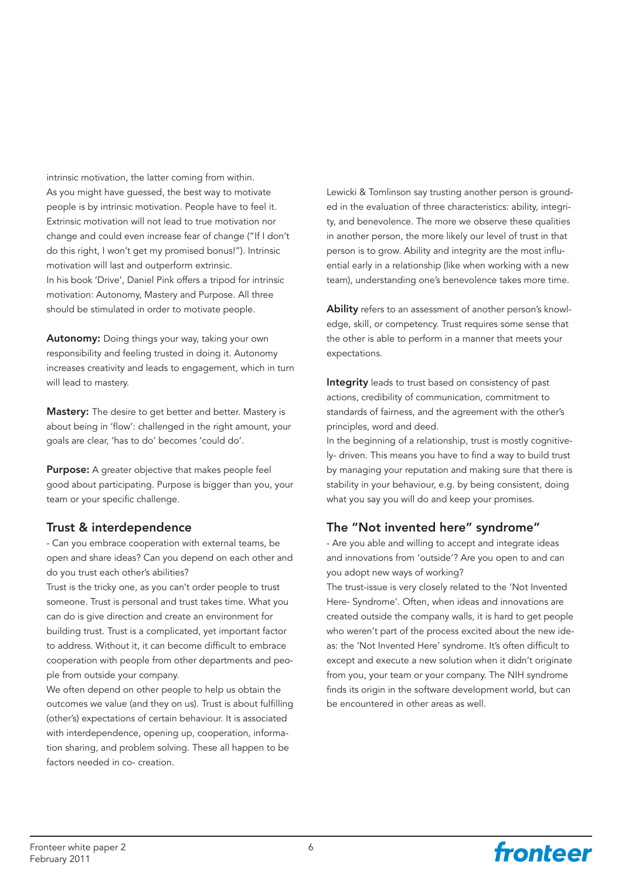intrinsic motivation, the latter coming from within.
As you might have guessed, the best way to motivate people is by intrinsic motivation. People have to feel it. Extrinsic motivation will not lead to true motivation nor change and could even increase fear of change ("If I don't do this right, I won't get my promised bonus!"). Intrinsic motivation will last and outperform extrinsic.
In his book 'Drive', Daniel Pink offers a tripod for intrinsic motivation: Autonomy, Mastery and Purpose. All three should be stimulated in order to motivate people.

**Autonomy:** Doing things your way, taking your own responsibility and feeling trusted in doing it. Autonomy increases creativity and leads to engagement, which in turn will lead to mastery.

**Mastery:** The desire to get better and better. Mastery is about being in 'flow': challenged in the right amount, your goals are clear, 'has to do' becomes 'could do'.

**Purpose:** A greater objective that makes people feel good about participating. Purpose is bigger than you, your team or your specific challenge.

## Trust & interdependence

- Can you embrace cooperation with external teams, be open and share ideas? Can you depend on each other and do you trust each other's abilities?

Trust is the tricky one, as you can't order people to trust someone. Trust is personal and trust takes time. What you can do is give direction and create an environment for building trust. Trust is a complicated, yet important factor to address. Without it, it can become difficult to embrace cooperation with people from other departments and people from outside your company.
We often depend on other people to help us obtain the outcomes we value (and they on us). Trust is about fulfilling (other's) expectations of certain behaviour. It is associated with interdependence, opening up, cooperation, information sharing, and problem solving. These all happen to be factors needed in co- creation.

Lewicki & Tomlinson say trusting another person is grounded in the evaluation of three characteristics: ability, integrity, and benevolence. The more we observe these qualities in another person, the more likely our level of trust in that person is to grow. Ability and integrity are the most influential early in a relationship (like when working with a new team), understanding one's benevolence takes more time.

**Ability** refers to an assessment of another person's knowledge, skill, or competency. Trust requires some sense that the other is able to perform in a manner that meets your expectations.

**Integrity** leads to trust based on consistency of past actions, credibility of communication, commitment to standards of fairness, and the agreement with the other's principles, word and deed.
In the beginning of a relationship, trust is mostly cognitively- driven. This means you have to find a way to build trust by managing your reputation and making sure that there is stability in your behaviour, e.g. by being consistent, doing what you say you will do and keep your promises.

## The "Not invented here" syndrome"

- Are you able and willing to accept and integrate ideas and innovations from 'outside'? Are you open to and can you adopt new ways of working?

The trust-issue is very closely related to the 'Not Invented Here- Syndrome'. Often, when ideas and innovations are created outside the company walls, it is hard to get people who weren't part of the process excited about the new ideas: the 'Not Invented Here' syndrome. It's often difficult to except and execute a new solution when it didn't originate from you, your team or your company. The NIH syndrome finds its origin in the software development world, but can be encountered in other areas as well.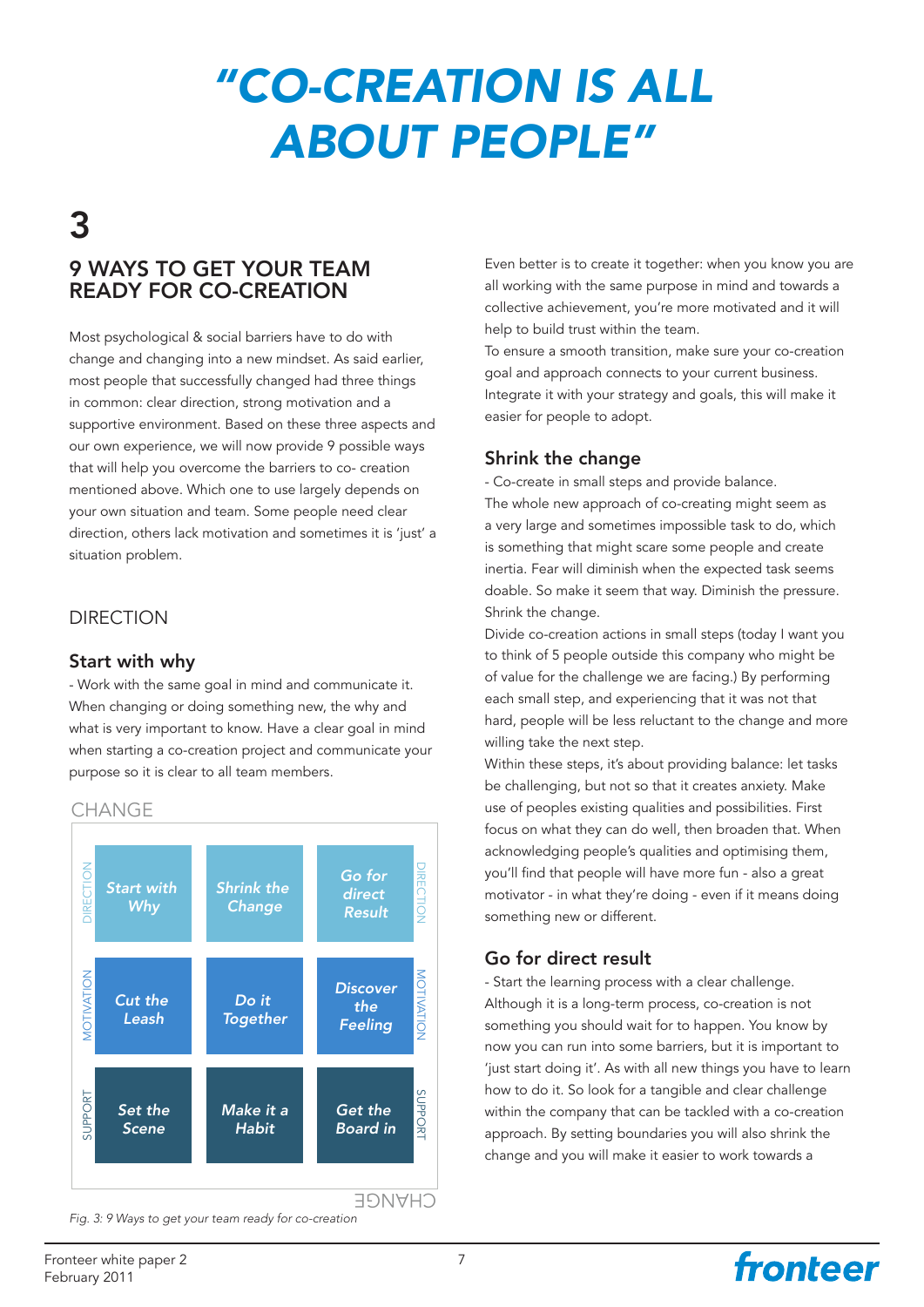// "CO-CREATION IS ALL ABOUT PEOPLE"

# "CO-CREATION IS ALL ABOUT PEOPLE"

# 3

## 9 WAYS TO GET YOUR TEAM READY FOR CO-CREATION

Most psychological & social barriers have to do with change and changing into a new mindset. As said earlier, most people that successfully changed had three things in common: clear direction, strong motivation and a supportive environment. Based on these three aspects and our own experience, we will now provide 9 possible ways that will help you overcome the barriers to co- creation mentioned above. Which one to use largely depends on your own situation and team. Some people need clear direction, others lack motivation and sometimes it is 'just' a situation problem.

### DIRECTION

#### Start with why

- Work with the same goal in mind and communicate it. When changing or doing something new, the why and what is very important to know. Have a clear goal in mind when starting a co-creation project and communicate your purpose so it is clear to all team members.

CHANGE

| | | | | |
|---|---|---|---|---|
| DIRECTION | Start with Why | Shrink the Change | Go for direct Result | DIRECTION |
| MOTIVATION | Cut the Leash | Do it Together | Discover the Feeling | MOTIVATION |
| SUPPORT | Set the Scene | Make it a Habit | Get the Board in | SUPPORT |

*Fig. 3: 9 Ways to get your team ready for co-creation*

Even better is to create it together: when you know you are all working with the same purpose in mind and towards a collective achievement, you're more motivated and it will help to build trust within the team.

To ensure a smooth transition, make sure your co-creation goal and approach connects to your current business. Integrate it with your strategy and goals, this will make it easier for people to adopt.

#### Shrink the change

- Co-create in small steps and provide balance.

The whole new approach of co-creating might seem as a very large and sometimes impossible task to do, which is something that might scare some people and create inertia. Fear will diminish when the expected task seems doable. So make it seem that way. Diminish the pressure. Shrink the change.

Divide co-creation actions in small steps (today I want you to think of 5 people outside this company who might be of value for the challenge we are facing.) By performing each small step, and experiencing that it was not that hard, people will be less reluctant to the change and more willing take the next step.

Within these steps, it's about providing balance: let tasks be challenging, but not so that it creates anxiety. Make use of peoples existing qualities and possibilities. First focus on what they can do well, then broaden that. When acknowledging people's qualities and optimising them, you'll find that people will have more fun - also a great motivator - in what they're doing - even if it means doing something new or different.

#### Go for direct result

- Start the learning process with a clear challenge.

Although it is a long-term process, co-creation is not something you should wait for to happen. You know by now you can run into some barriers, but it is important to 'just start doing it'. As with all new things you have to learn how to do it. So look for a tangible and clear challenge within the company that can be tackled with a co-creation approach. By setting boundaries you will also shrink the change and you will make it easier to work towards a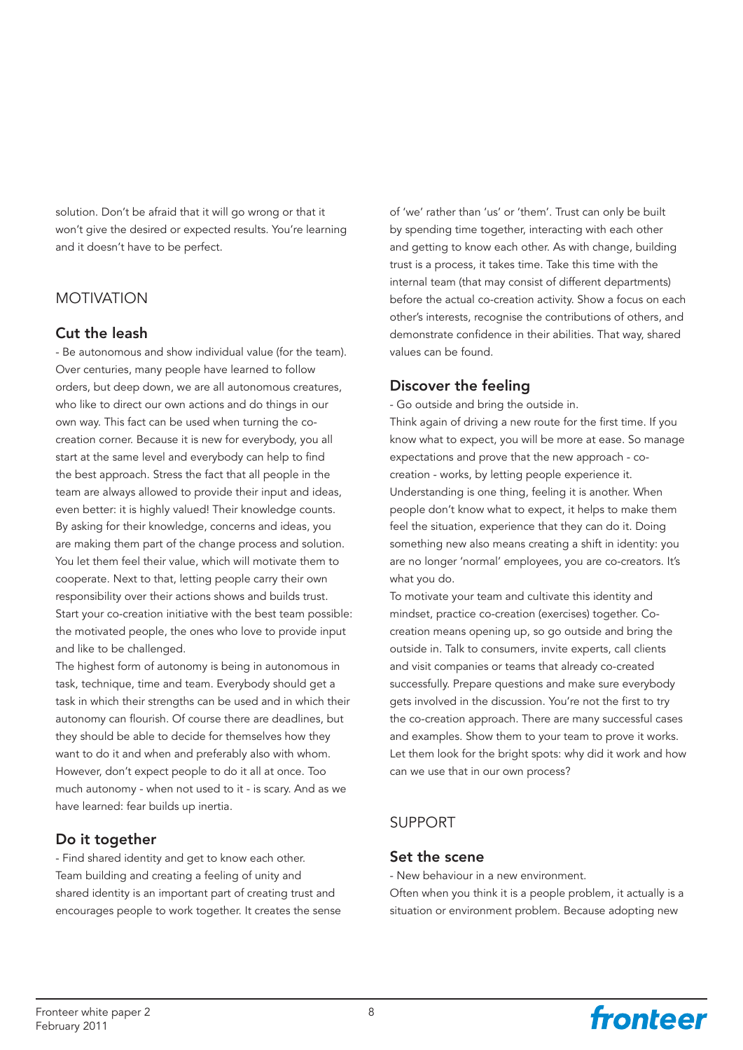solution. Don't be afraid that it will go wrong or that it won't give the desired or expected results. You're learning and it doesn't have to be perfect.

## MOTIVATION

### Cut the leash

- Be autonomous and show individual value (for the team).

Over centuries, many people have learned to follow orders, but deep down, we are all autonomous creatures, who like to direct our own actions and do things in our own way. This fact can be used when turning the co-creation corner. Because it is new for everybody, you all start at the same level and everybody can help to find the best approach. Stress the fact that all people in the team are always allowed to provide their input and ideas, even better: it is highly valued! Their knowledge counts. By asking for their knowledge, concerns and ideas, you are making them part of the change process and solution. You let them feel their value, which will motivate them to cooperate. Next to that, letting people carry their own responsibility over their actions shows and builds trust. Start your co-creation initiative with the best team possible: the motivated people, the ones who love to provide input and like to be challenged.

The highest form of autonomy is being in autonomous in task, technique, time and team. Everybody should get a task in which their strengths can be used and in which their autonomy can flourish. Of course there are deadlines, but they should be able to decide for themselves how they want to do it and when and preferably also with whom. However, don't expect people to do it all at once. Too much autonomy - when not used to it - is scary. And as we have learned: fear builds up inertia.

### Do it together

- Find shared identity and get to know each other.

Team building and creating a feeling of unity and shared identity is an important part of creating trust and encourages people to work together. It creates the sense of 'we' rather than 'us' or 'them'. Trust can only be built by spending time together, interacting with each other and getting to know each other. As with change, building trust is a process, it takes time. Take this time with the internal team (that may consist of different departments) before the actual co-creation activity. Show a focus on each other's interests, recognise the contributions of others, and demonstrate confidence in their abilities. That way, shared values can be found.

### Discover the feeling

- Go outside and bring the outside in.

Think again of driving a new route for the first time. If you know what to expect, you will be more at ease. So manage expectations and prove that the new approach - co-creation - works, by letting people experience it. Understanding is one thing, feeling it is another. When people don't know what to expect, it helps to make them feel the situation, experience that they can do it. Doing something new also means creating a shift in identity: you are no longer 'normal' employees, you are co-creators. It's what you do.

To motivate your team and cultivate this identity and mindset, practice co-creation (exercises) together. Co-creation means opening up, so go outside and bring the outside in. Talk to consumers, invite experts, call clients and visit companies or teams that already co-created successfully. Prepare questions and make sure everybody gets involved in the discussion. You're not the first to try the co-creation approach. There are many successful cases and examples. Show them to your team to prove it works. Let them look for the bright spots: why did it work and how can we use that in our own process?

## SUPPORT

### Set the scene

- New behaviour in a new environment.

Often when you think it is a people problem, it actually is a situation or environment problem. Because adopting new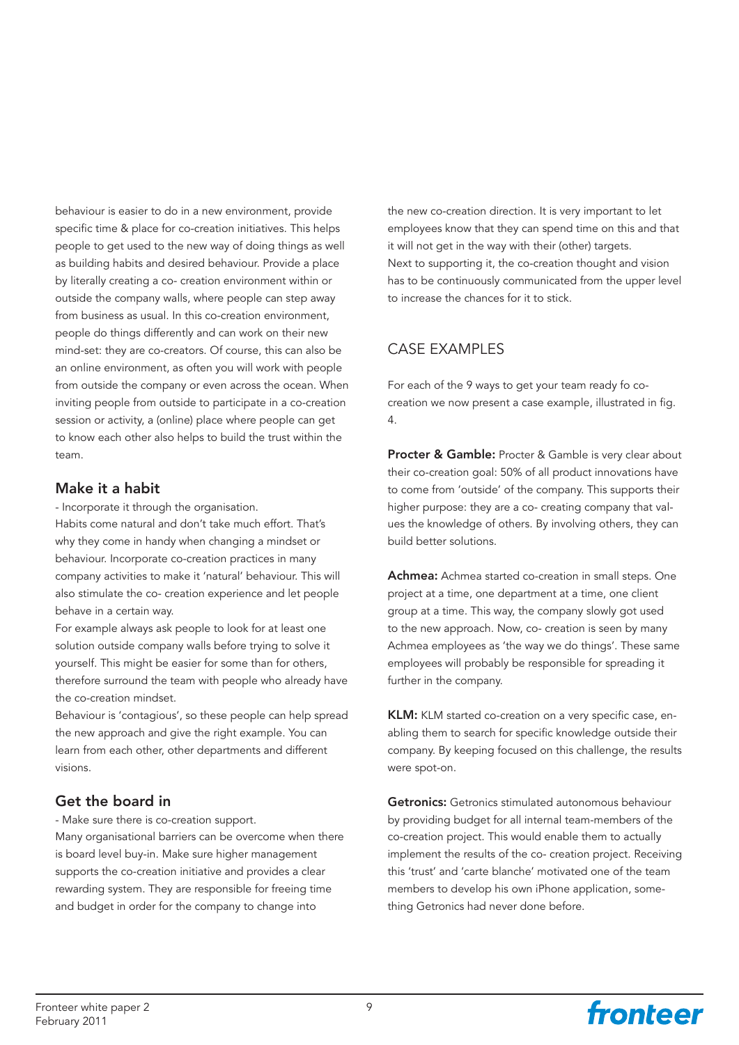behaviour is easier to do in a new environment, provide specific time & place for co-creation initiatives. This helps people to get used to the new way of doing things as well as building habits and desired behaviour. Provide a place by literally creating a co- creation environment within or outside the company walls, where people can step away from business as usual. In this co-creation environment, people do things differently and can work on their new mind-set: they are co-creators. Of course, this can also be an online environment, as often you will work with people from outside the company or even across the ocean. When inviting people from outside to participate in a co-creation session or activity, a (online) place where people can get to know each other also helps to build the trust within the team.

### Make it a habit

- Incorporate it through the organisation.

Habits come natural and don't take much effort. That's why they come in handy when changing a mindset or behaviour. Incorporate co-creation practices in many company activities to make it 'natural' behaviour. This will also stimulate the co- creation experience and let people behave in a certain way.

For example always ask people to look for at least one solution outside company walls before trying to solve it yourself. This might be easier for some than for others, therefore surround the team with people who already have the co-creation mindset.

Behaviour is 'contagious', so these people can help spread the new approach and give the right example. You can learn from each other, other departments and different visions.

### Get the board in

- Make sure there is co-creation support.

Many organisational barriers can be overcome when there is board level buy-in. Make sure higher management supports the co-creation initiative and provides a clear rewarding system. They are responsible for freeing time and budget in order for the company to change into the new co-creation direction. It is very important to let employees know that they can spend time on this and that it will not get in the way with their (other) targets.

Next to supporting it, the co-creation thought and vision has to be continuously communicated from the upper level to increase the chances for it to stick.

## CASE EXAMPLES

For each of the 9 ways to get your team ready fo co-creation we now present a case example, illustrated in fig. 4.

**Procter & Gamble:** Procter & Gamble is very clear about their co-creation goal: 50% of all product innovations have to come from 'outside' of the company. This supports their higher purpose: they are a co- creating company that values the knowledge of others. By involving others, they can build better solutions.

**Achmea:** Achmea started co-creation in small steps. One project at a time, one department at a time, one client group at a time. This way, the company slowly got used to the new approach. Now, co- creation is seen by many Achmea employees as 'the way we do things'. These same employees will probably be responsible for spreading it further in the company.

**KLM:** KLM started co-creation on a very specific case, enabling them to search for specific knowledge outside their company. By keeping focused on this challenge, the results were spot-on.

**Getronics:** Getronics stimulated autonomous behaviour by providing budget for all internal team-members of the co-creation project. This would enable them to actually implement the results of the co- creation project. Receiving this 'trust' and 'carte blanche' motivated one of the team members to develop his own iPhone application, something Getronics had never done before.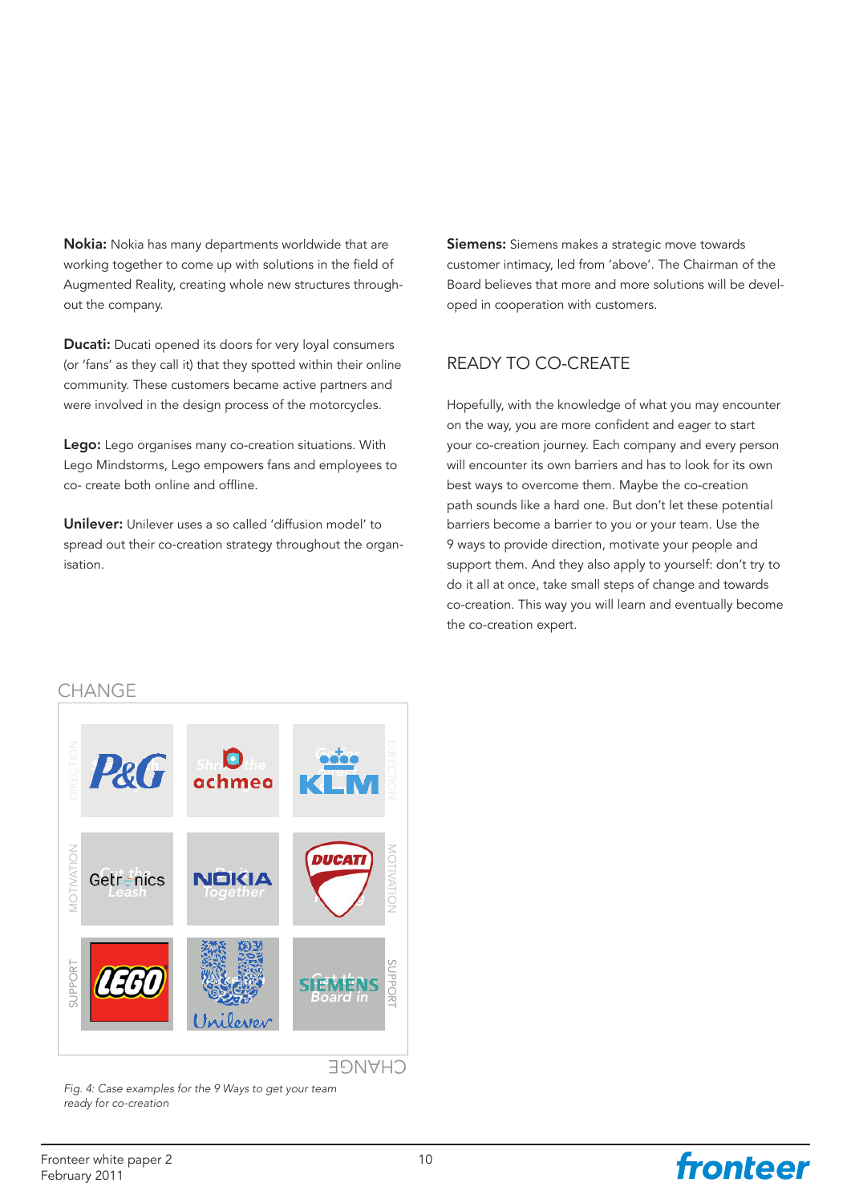**Nokia:** Nokia has many departments worldwide that are working together to come up with solutions in the field of Augmented Reality, creating whole new structures throughout the company.

**Ducati:** Ducati opened its doors for very loyal consumers (or 'fans' as they call it) that they spotted within their online community. These customers became active partners and were involved in the design process of the motorcycles.

**Lego:** Lego organises many co-creation situations. With Lego Mindstorms, Lego empowers fans and employees to co- create both online and offline.

**Unilever:** Unilever uses a so called 'diffusion model' to spread out their co-creation strategy throughout the organisation.

**Siemens:** Siemens makes a strategic move towards customer intimacy, led from 'above'. The Chairman of the Board believes that more and more solutions will be developed in cooperation with customers.

## READY TO CO-CREATE

Hopefully, with the knowledge of what you may encounter on the way, you are more confident and eager to start your co-creation journey. Each company and every person will encounter its own barriers and has to look for its own best ways to overcome them. Maybe the co-creation path sounds like a hard one. But don't let these potential barriers become a barrier to you or your team. Use the 9 ways to provide direction, motivate your people and support them. And they also apply to yourself: don't try to do it all at once, take small steps of change and towards co-creation. This way you will learn and eventually become the co-creation expert.

CHANGE

| | | | |
|---|---|---|---|
| DIRECTION | P&G | achmea | KLM |
| MOTIVATION | Getronics | NOKIA | DUCATI |
| SUPPORT | LEGO | Unilever | SIEMENS |

*Fig. 4: Case examples for the 9 Ways to get your team ready for co-creation*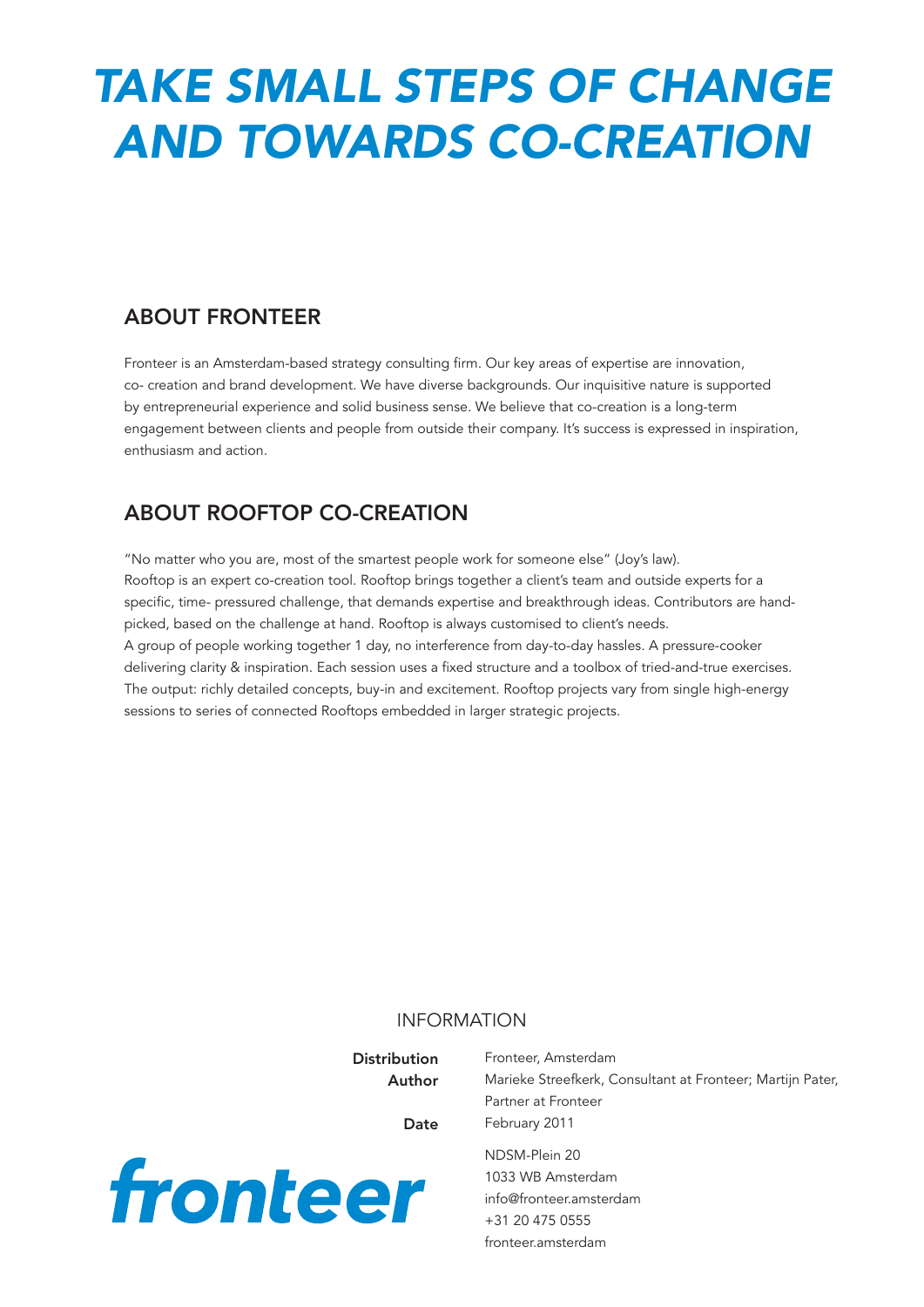# *TAKE SMALL STEPS OF CHANGE AND TOWARDS CO-CREATION*

## ABOUT FRONTEER

Fronteer is an Amsterdam-based strategy consulting firm. Our key areas of expertise are innovation, co- creation and brand development. We have diverse backgrounds. Our inquisitive nature is supported by entrepreneurial experience and solid business sense. We believe that co-creation is a long-term engagement between clients and people from outside their company. It's success is expressed in inspiration, enthusiasm and action.

## ABOUT ROOFTOP CO-CREATION

"No matter who you are, most of the smartest people work for someone else" (Joy's law).
Rooftop is an expert co-creation tool. Rooftop brings together a client's team and outside experts for a specific, time- pressured challenge, that demands expertise and breakthrough ideas. Contributors are hand-picked, based on the challenge at hand. Rooftop is always customised to client's needs.
A group of people working together 1 day, no interference from day-to-day hassles. A pressure-cooker delivering clarity & inspiration. Each session uses a fixed structure and a toolbox of tried-and-true exercises. The output: richly detailed concepts, buy-in and excitement. Rooftop projects vary from single high-energy sessions to series of connected Rooftops embedded in larger strategic projects.

INFORMATION

**Distribution** Fronteer, Amsterdam
**Author** Marieke Streefkerk, Consultant at Fronteer; Martijn Pater, Partner at Fronteer
**Date** February 2011

fronteer

NDSM-Plein 20
1033 WB Amsterdam
info@fronteer.amsterdam
+31 20 475 0555
fronteer.amsterdam